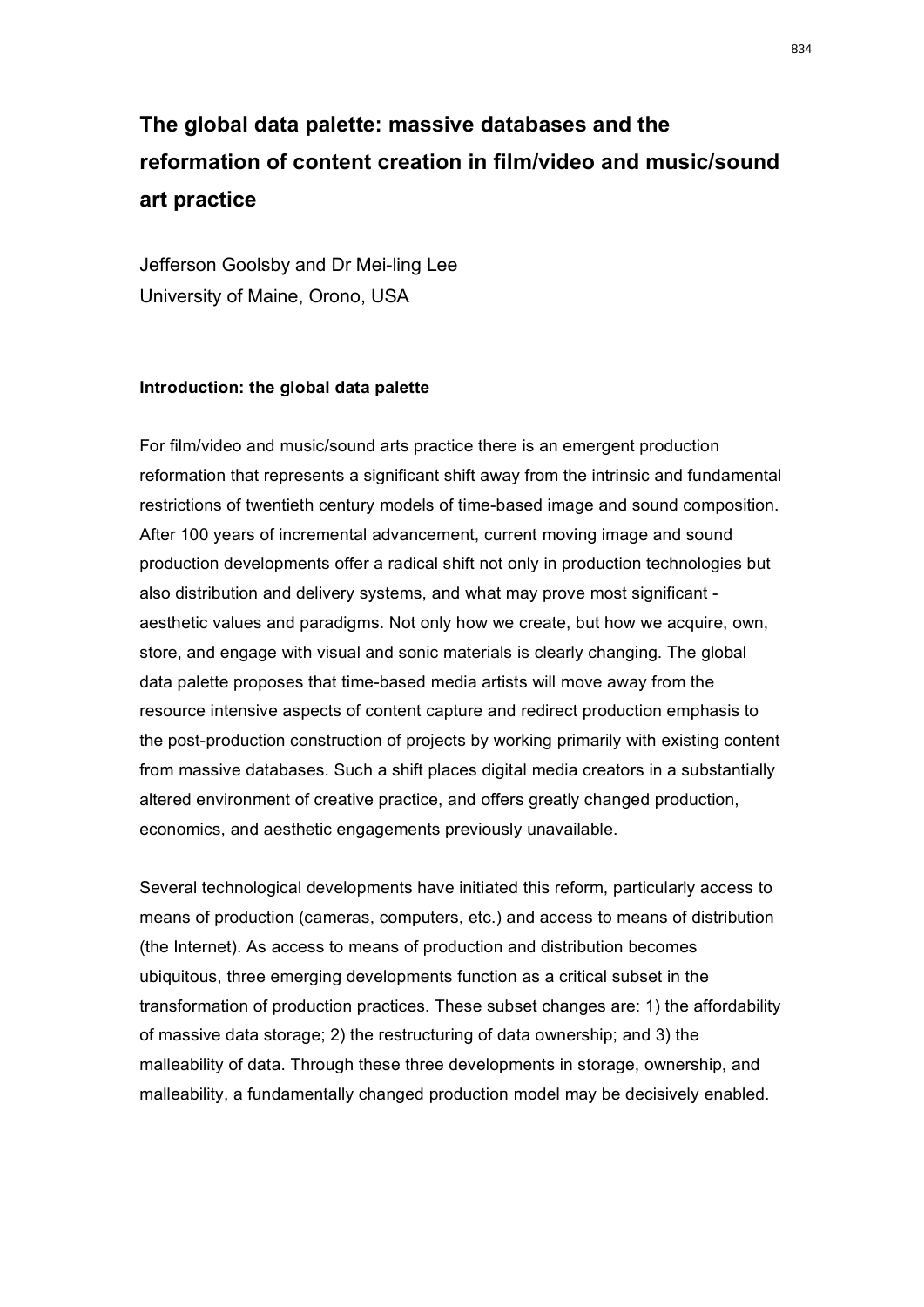# The global data palette: massive databases and the reformation of content creation in film/video and music/sound art practice

Jefferson Goolsby and Dr Mei-ling Lee
University of Maine, Orono, USA

### Introduction: the global data palette

For film/video and music/sound arts practice there is an emergent production reformation that represents a significant shift away from the intrinsic and fundamental restrictions of twentieth century models of time-based image and sound composition. After 100 years of incremental advancement, current moving image and sound production developments offer a radical shift not only in production technologies but also distribution and delivery systems, and what may prove most significant - aesthetic values and paradigms. Not only how we create, but how we acquire, own, store, and engage with visual and sonic materials is clearly changing. The global data palette proposes that time-based media artists will move away from the resource intensive aspects of content capture and redirect production emphasis to the post-production construction of projects by working primarily with existing content from massive databases. Such a shift places digital media creators in a substantially altered environment of creative practice, and offers greatly changed production, economics, and aesthetic engagements previously unavailable.

Several technological developments have initiated this reform, particularly access to means of production (cameras, computers, etc.) and access to means of distribution (the Internet). As access to means of production and distribution becomes ubiquitous, three emerging developments function as a critical subset in the transformation of production practices. These subset changes are: 1) the affordability of massive data storage; 2) the restructuring of data ownership; and 3) the malleability of data. Through these three developments in storage, ownership, and malleability, a fundamentally changed production model may be decisively enabled.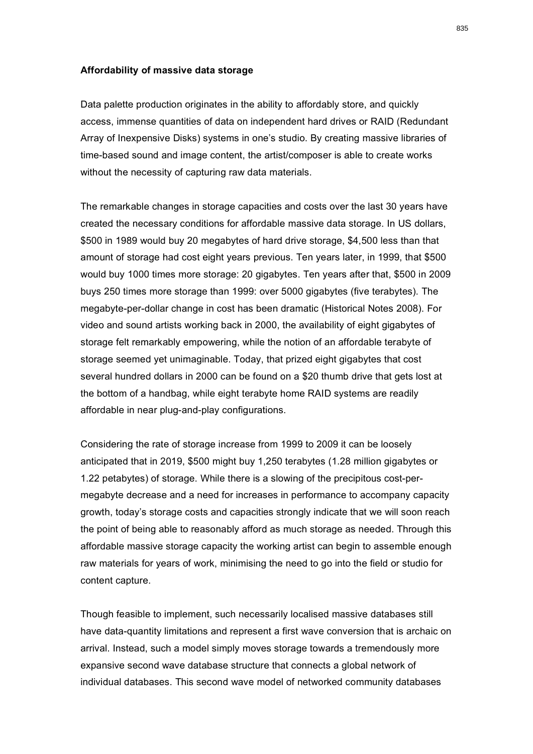**Affordability of massive data storage**

Data palette production originates in the ability to affordably store, and quickly access, immense quantities of data on independent hard drives or RAID (Redundant Array of Inexpensive Disks) systems in one's studio. By creating massive libraries of time-based sound and image content, the artist/composer is able to create works without the necessity of capturing raw data materials.

The remarkable changes in storage capacities and costs over the last 30 years have created the necessary conditions for affordable massive data storage. In US dollars, $500 in 1989 would buy 20 megabytes of hard drive storage, $4,500 less than that amount of storage had cost eight years previous. Ten years later, in 1999, that $500 would buy 1000 times more storage: 20 gigabytes. Ten years after that, $500 in 2009 buys 250 times more storage than 1999: over 5000 gigabytes (five terabytes). The megabyte-per-dollar change in cost has been dramatic (Historical Notes 2008). For video and sound artists working back in 2000, the availability of eight gigabytes of storage felt remarkably empowering, while the notion of an affordable terabyte of storage seemed yet unimaginable. Today, that prized eight gigabytes that cost several hundred dollars in 2000 can be found on a $20 thumb drive that gets lost at the bottom of a handbag, while eight terabyte home RAID systems are readily affordable in near plug-and-play configurations.

Considering the rate of storage increase from 1999 to 2009 it can be loosely anticipated that in 2019, $500 might buy 1,250 terabytes (1.28 million gigabytes or 1.22 petabytes) of storage. While there is a slowing of the precipitous cost-per-megabyte decrease and a need for increases in performance to accompany capacity growth, today's storage costs and capacities strongly indicate that we will soon reach the point of being able to reasonably afford as much storage as needed. Through this affordable massive storage capacity the working artist can begin to assemble enough raw materials for years of work, minimising the need to go into the field or studio for content capture.

Though feasible to implement, such necessarily localised massive databases still have data-quantity limitations and represent a first wave conversion that is archaic on arrival. Instead, such a model simply moves storage towards a tremendously more expansive second wave database structure that connects a global network of individual databases. This second wave model of networked community databases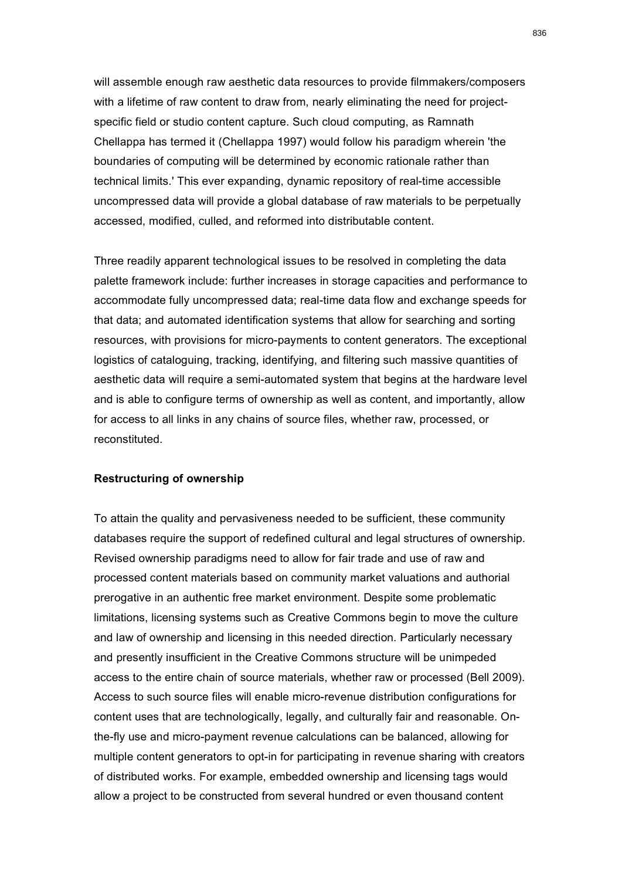will assemble enough raw aesthetic data resources to provide filmmakers/composers with a lifetime of raw content to draw from, nearly eliminating the need for project-specific field or studio content capture. Such cloud computing, as Ramnath Chellappa has termed it (Chellappa 1997) would follow his paradigm wherein 'the boundaries of computing will be determined by economic rationale rather than technical limits.' This ever expanding, dynamic repository of real-time accessible uncompressed data will provide a global database of raw materials to be perpetually accessed, modified, culled, and reformed into distributable content.

Three readily apparent technological issues to be resolved in completing the data palette framework include: further increases in storage capacities and performance to accommodate fully uncompressed data; real-time data flow and exchange speeds for that data; and automated identification systems that allow for searching and sorting resources, with provisions for micro-payments to content generators. The exceptional logistics of cataloguing, tracking, identifying, and filtering such massive quantities of aesthetic data will require a semi-automated system that begins at the hardware level and is able to configure terms of ownership as well as content, and importantly, allow for access to all links in any chains of source files, whether raw, processed, or reconstituted.

**Restructuring of ownership**

To attain the quality and pervasiveness needed to be sufficient, these community databases require the support of redefined cultural and legal structures of ownership. Revised ownership paradigms need to allow for fair trade and use of raw and processed content materials based on community market valuations and authorial prerogative in an authentic free market environment. Despite some problematic limitations, licensing systems such as Creative Commons begin to move the culture and law of ownership and licensing in this needed direction. Particularly necessary and presently insufficient in the Creative Commons structure will be unimpeded access to the entire chain of source materials, whether raw or processed (Bell 2009). Access to such source files will enable micro-revenue distribution configurations for content uses that are technologically, legally, and culturally fair and reasonable. On-the-fly use and micro-payment revenue calculations can be balanced, allowing for multiple content generators to opt-in for participating in revenue sharing with creators of distributed works. For example, embedded ownership and licensing tags would allow a project to be constructed from several hundred or even thousand content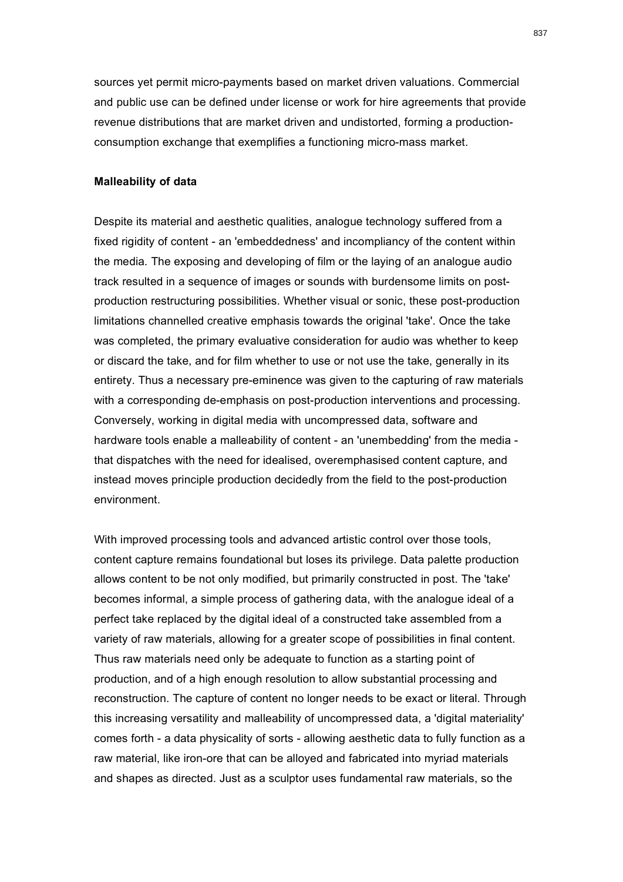sources yet permit micro-payments based on market driven valuations. Commercial and public use can be defined under license or work for hire agreements that provide revenue distributions that are market driven and undistorted, forming a production-consumption exchange that exemplifies a functioning micro-mass market.

**Malleability of data**

Despite its material and aesthetic qualities, analogue technology suffered from a fixed rigidity of content - an 'embeddedness' and incompliancy of the content within the media. The exposing and developing of film or the laying of an analogue audio track resulted in a sequence of images or sounds with burdensome limits on post-production restructuring possibilities. Whether visual or sonic, these post-production limitations channelled creative emphasis towards the original 'take'. Once the take was completed, the primary evaluative consideration for audio was whether to keep or discard the take, and for film whether to use or not use the take, generally in its entirety. Thus a necessary pre-eminence was given to the capturing of raw materials with a corresponding de-emphasis on post-production interventions and processing. Conversely, working in digital media with uncompressed data, software and hardware tools enable a malleability of content - an 'unembedding' from the media - that dispatches with the need for idealised, overemphasised content capture, and instead moves principle production decidedly from the field to the post-production environment.

With improved processing tools and advanced artistic control over those tools, content capture remains foundational but loses its privilege. Data palette production allows content to be not only modified, but primarily constructed in post. The 'take' becomes informal, a simple process of gathering data, with the analogue ideal of a perfect take replaced by the digital ideal of a constructed take assembled from a variety of raw materials, allowing for a greater scope of possibilities in final content. Thus raw materials need only be adequate to function as a starting point of production, and of a high enough resolution to allow substantial processing and reconstruction. The capture of content no longer needs to be exact or literal. Through this increasing versatility and malleability of uncompressed data, a 'digital materiality' comes forth - a data physicality of sorts - allowing aesthetic data to fully function as a raw material, like iron-ore that can be alloyed and fabricated into myriad materials and shapes as directed. Just as a sculptor uses fundamental raw materials, so the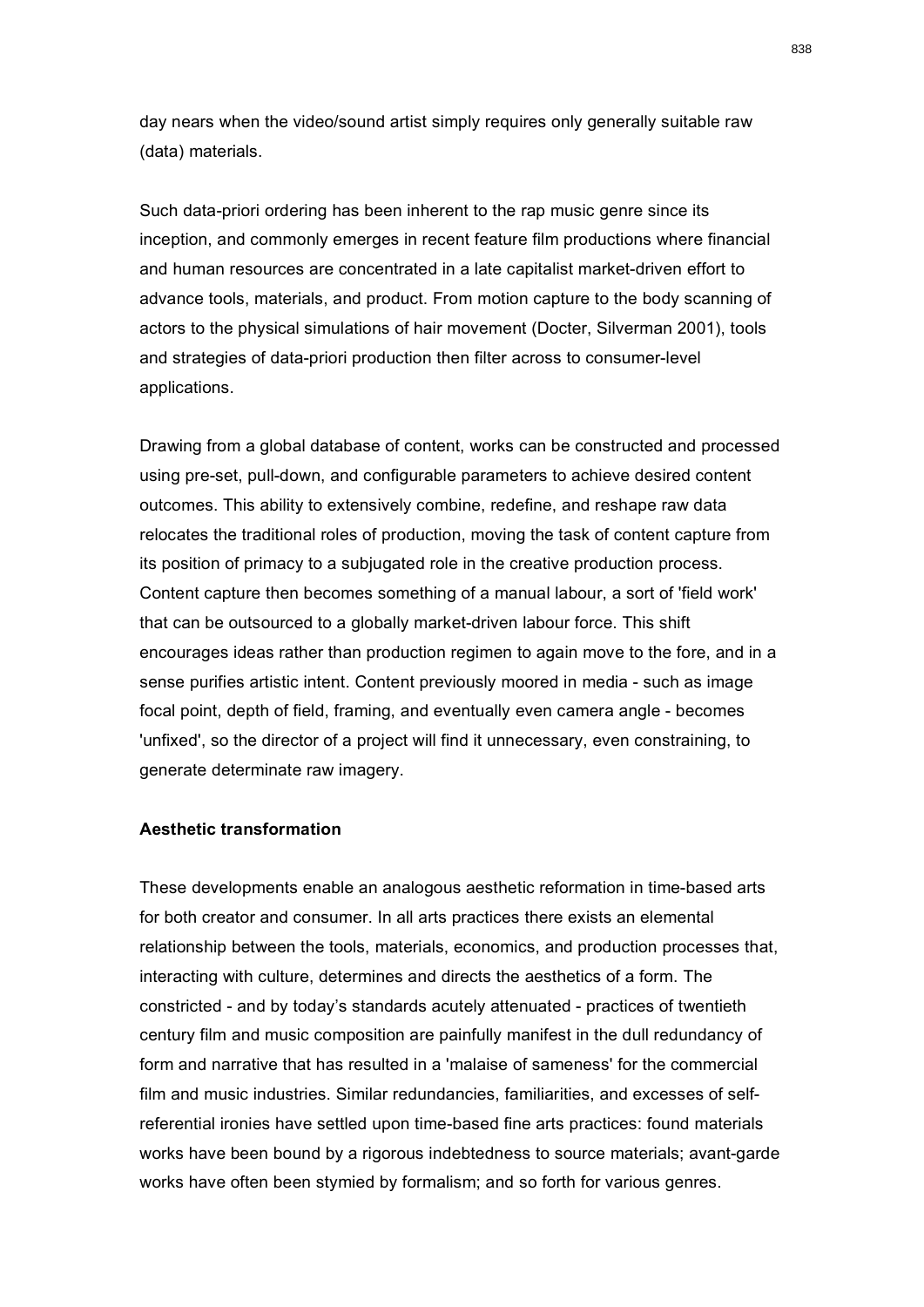day nears when the video/sound artist simply requires only generally suitable raw (data) materials.

Such data-priori ordering has been inherent to the rap music genre since its inception, and commonly emerges in recent feature film productions where financial and human resources are concentrated in a late capitalist market-driven effort to advance tools, materials, and product. From motion capture to the body scanning of actors to the physical simulations of hair movement (Docter, Silverman 2001), tools and strategies of data-priori production then filter across to consumer-level applications.

Drawing from a global database of content, works can be constructed and processed using pre-set, pull-down, and configurable parameters to achieve desired content outcomes. This ability to extensively combine, redefine, and reshape raw data relocates the traditional roles of production, moving the task of content capture from its position of primacy to a subjugated role in the creative production process. Content capture then becomes something of a manual labour, a sort of 'field work' that can be outsourced to a globally market-driven labour force. This shift encourages ideas rather than production regimen to again move to the fore, and in a sense purifies artistic intent. Content previously moored in media - such as image focal point, depth of field, framing, and eventually even camera angle - becomes 'unfixed', so the director of a project will find it unnecessary, even constraining, to generate determinate raw imagery.

**Aesthetic transformation**

These developments enable an analogous aesthetic reformation in time-based arts for both creator and consumer. In all arts practices there exists an elemental relationship between the tools, materials, economics, and production processes that, interacting with culture, determines and directs the aesthetics of a form. The constricted - and by today's standards acutely attenuated - practices of twentieth century film and music composition are painfully manifest in the dull redundancy of form and narrative that has resulted in a 'malaise of sameness' for the commercial film and music industries. Similar redundancies, familiarities, and excesses of self-referential ironies have settled upon time-based fine arts practices: found materials works have been bound by a rigorous indebtedness to source materials; avant-garde works have often been stymied by formalism; and so forth for various genres.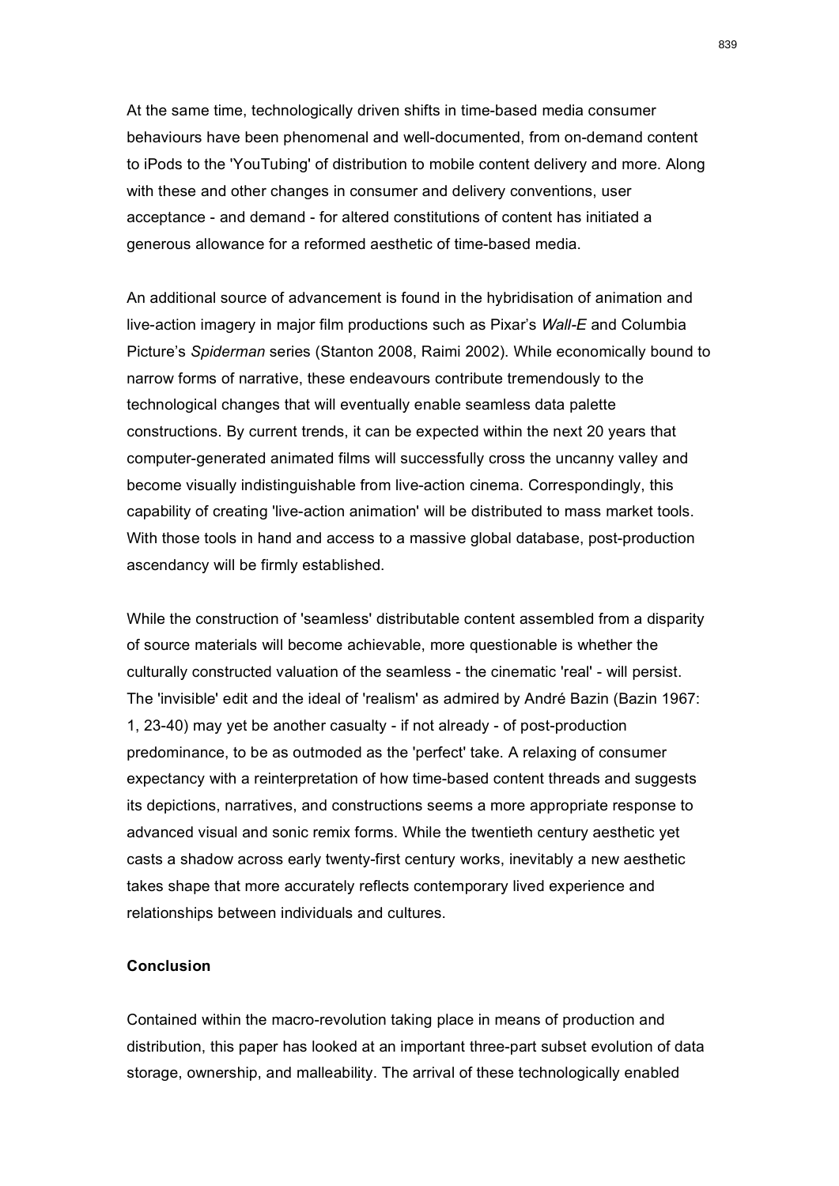At the same time, technologically driven shifts in time-based media consumer behaviours have been phenomenal and well-documented, from on-demand content to iPods to the 'YouTubing' of distribution to mobile content delivery and more. Along with these and other changes in consumer and delivery conventions, user acceptance - and demand - for altered constitutions of content has initiated a generous allowance for a reformed aesthetic of time-based media.

An additional source of advancement is found in the hybridisation of animation and live-action imagery in major film productions such as Pixar's *Wall-E* and Columbia Picture's *Spiderman* series (Stanton 2008, Raimi 2002). While economically bound to narrow forms of narrative, these endeavours contribute tremendously to the technological changes that will eventually enable seamless data palette constructions. By current trends, it can be expected within the next 20 years that computer-generated animated films will successfully cross the uncanny valley and become visually indistinguishable from live-action cinema. Correspondingly, this capability of creating 'live-action animation' will be distributed to mass market tools. With those tools in hand and access to a massive global database, post-production ascendancy will be firmly established.

While the construction of 'seamless' distributable content assembled from a disparity of source materials will become achievable, more questionable is whether the culturally constructed valuation of the seamless - the cinematic 'real' - will persist. The 'invisible' edit and the ideal of 'realism' as admired by André Bazin (Bazin 1967: 1, 23-40) may yet be another casualty - if not already - of post-production predominance, to be as outmoded as the 'perfect' take. A relaxing of consumer expectancy with a reinterpretation of how time-based content threads and suggests its depictions, narratives, and constructions seems a more appropriate response to advanced visual and sonic remix forms. While the twentieth century aesthetic yet casts a shadow across early twenty-first century works, inevitably a new aesthetic takes shape that more accurately reflects contemporary lived experience and relationships between individuals and cultures.

**Conclusion**

Contained within the macro-revolution taking place in means of production and distribution, this paper has looked at an important three-part subset evolution of data storage, ownership, and malleability. The arrival of these technologically enabled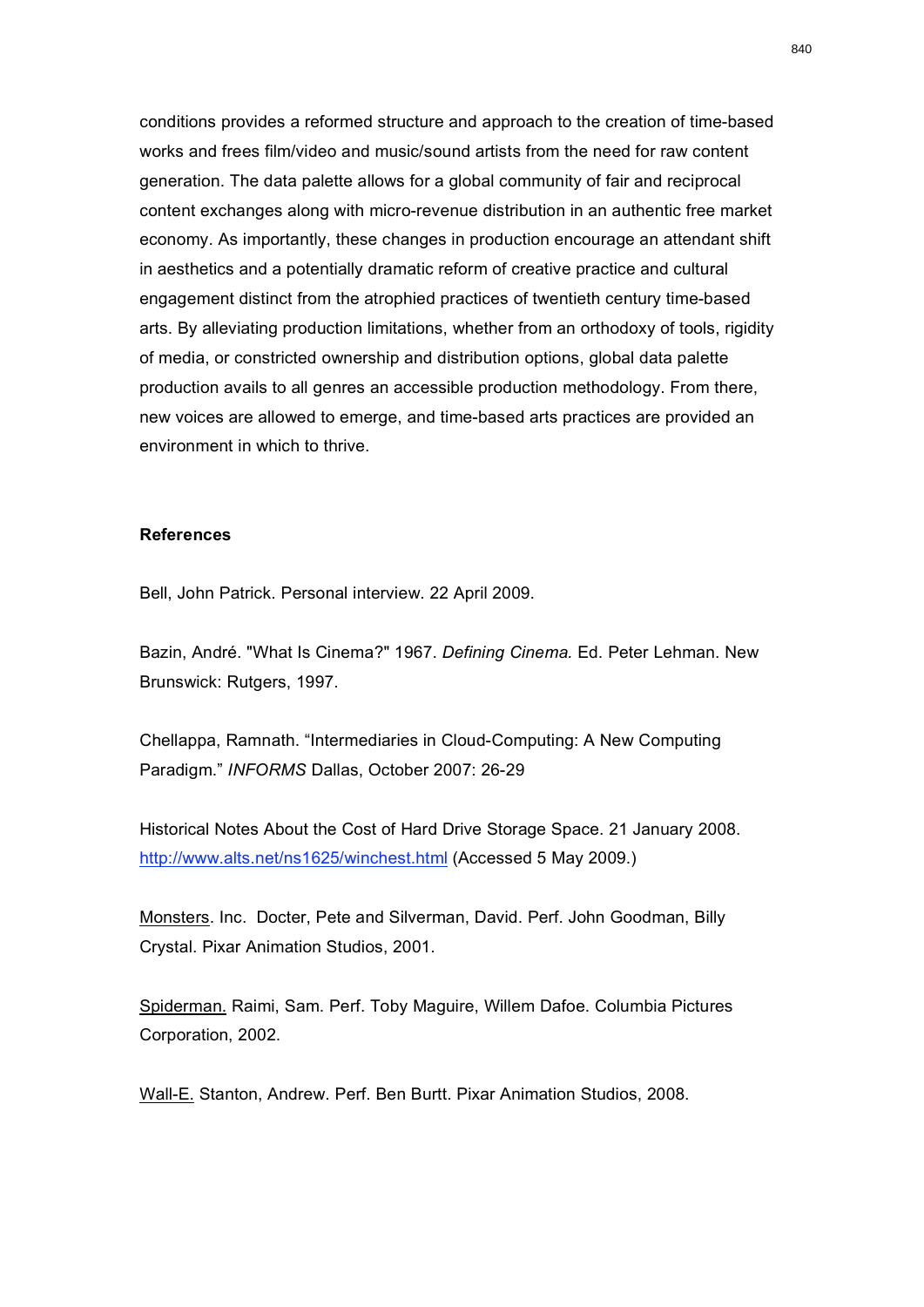conditions provides a reformed structure and approach to the creation of time-based works and frees film/video and music/sound artists from the need for raw content generation. The data palette allows for a global community of fair and reciprocal content exchanges along with micro-revenue distribution in an authentic free market economy. As importantly, these changes in production encourage an attendant shift in aesthetics and a potentially dramatic reform of creative practice and cultural engagement distinct from the atrophied practices of twentieth century time-based arts. By alleviating production limitations, whether from an orthodoxy of tools, rigidity of media, or constricted ownership and distribution options, global data palette production avails to all genres an accessible production methodology. From there, new voices are allowed to emerge, and time-based arts practices are provided an environment in which to thrive.

**References**

Bell, John Patrick. Personal interview. 22 April 2009.

Bazin, André. "What Is Cinema?" 1967. *Defining Cinema.* Ed. Peter Lehman. New Brunswick: Rutgers, 1997.

Chellappa, Ramnath. "Intermediaries in Cloud-Computing: A New Computing Paradigm." *INFORMS* Dallas, October 2007: 26-29

Historical Notes About the Cost of Hard Drive Storage Space. 21 January 2008. http://www.alts.net/ns1625/winchest.html (Accessed 5 May 2009.)

Monsters. Inc. Docter, Pete and Silverman, David. Perf. John Goodman, Billy Crystal. Pixar Animation Studios, 2001.

Spiderman. Raimi, Sam. Perf. Toby Maguire, Willem Dafoe. Columbia Pictures Corporation, 2002.

Wall-E. Stanton, Andrew. Perf. Ben Burtt. Pixar Animation Studios, 2008.